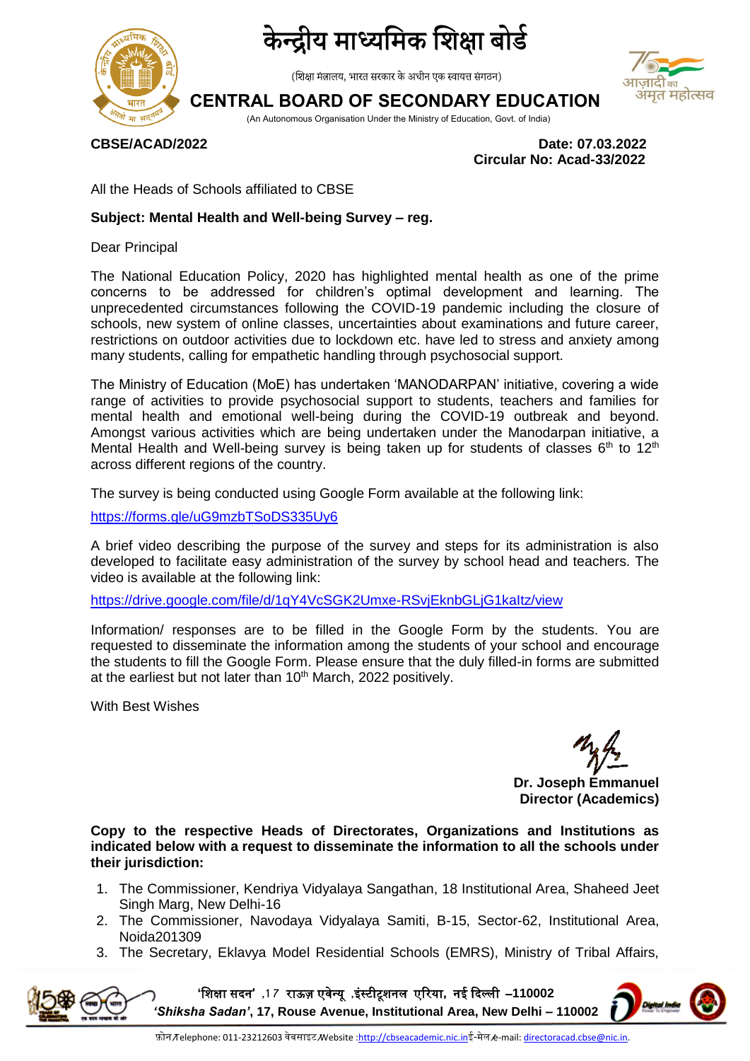# केन्द्रीय माध्यमिक शिक्षा बोर्ड

(शिक्षा मंत्रालय, भारत सरकार के अधीन एक स्वायत्त संगठन)

## CENTRAL BOARD OF SECONDARY EDUCATION

(An Autonomous Organisation Under the Ministry of Education, Govt. of India)

**CBSE/ACAD/2022**

**Date: 07.03.2022**
**Circular No: Acad-33/2022**

All the Heads of Schools affiliated to CBSE

**Subject: Mental Health and Well-being Survey – reg.**

Dear Principal

The National Education Policy, 2020 has highlighted mental health as one of the prime concerns to be addressed for children's optimal development and learning. The unprecedented circumstances following the COVID-19 pandemic including the closure of schools, new system of online classes, uncertainties about examinations and future career, restrictions on outdoor activities due to lockdown etc. have led to stress and anxiety among many students, calling for empathetic handling through psychosocial support.

The Ministry of Education (MoE) has undertaken 'MANODARPAN' initiative, covering a wide range of activities to provide psychosocial support to students, teachers and families for mental health and emotional well-being during the COVID-19 outbreak and beyond. Amongst various activities which are being undertaken under the Manodarpan initiative, a Mental Health and Well-being survey is being taken up for students of classes 6th to 12th across different regions of the country.

The survey is being conducted using Google Form available at the following link:

https://forms.gle/uG9mzbTSoDS335Uy6

A brief video describing the purpose of the survey and steps for its administration is also developed to facilitate easy administration of the survey by school head and teachers. The video is available at the following link:

https://drive.google.com/file/d/1qY4VcSGK2Umxe-RSvjEknbGLjG1kaItz/view

Information/ responses are to be filled in the Google Form by the students. You are requested to disseminate the information among the students of your school and encourage the students to fill the Google Form. Please ensure that the duly filled-in forms are submitted at the earliest but not later than 10th March, 2022 positively.

With Best Wishes

**Dr. Joseph Emmanuel**
**Director (Academics)**

**Copy to the respective Heads of Directorates, Organizations and Institutions as indicated below with a request to disseminate the information to all the schools under their jurisdiction:**

1. The Commissioner, Kendriya Vidyalaya Sangathan, 18 Institutional Area, Shaheed Jeet Singh Marg, New Delhi-16
2. The Commissioner, Navodaya Vidyalaya Samiti, B-15, Sector-62, Institutional Area, Noida201309
3. The Secretary, Eklavya Model Residential Schools (EMRS), Ministry of Tribal Affairs,

'शिक्षा सदन' ,17 राऊज़ एवेन्यू ,इंस्टीटूशनल एरिया, नई दिल्ली –110002
*'Shiksha Sadan'*, 17, Rouse Avenue, Institutional Area, New Delhi – 110002

फ़ोन/Telephone: 011-23212603 वेबसाइट/Website :http://cbseacademic.nic.in ई-मेल/e-mail: directoracad.cbse@nic.in.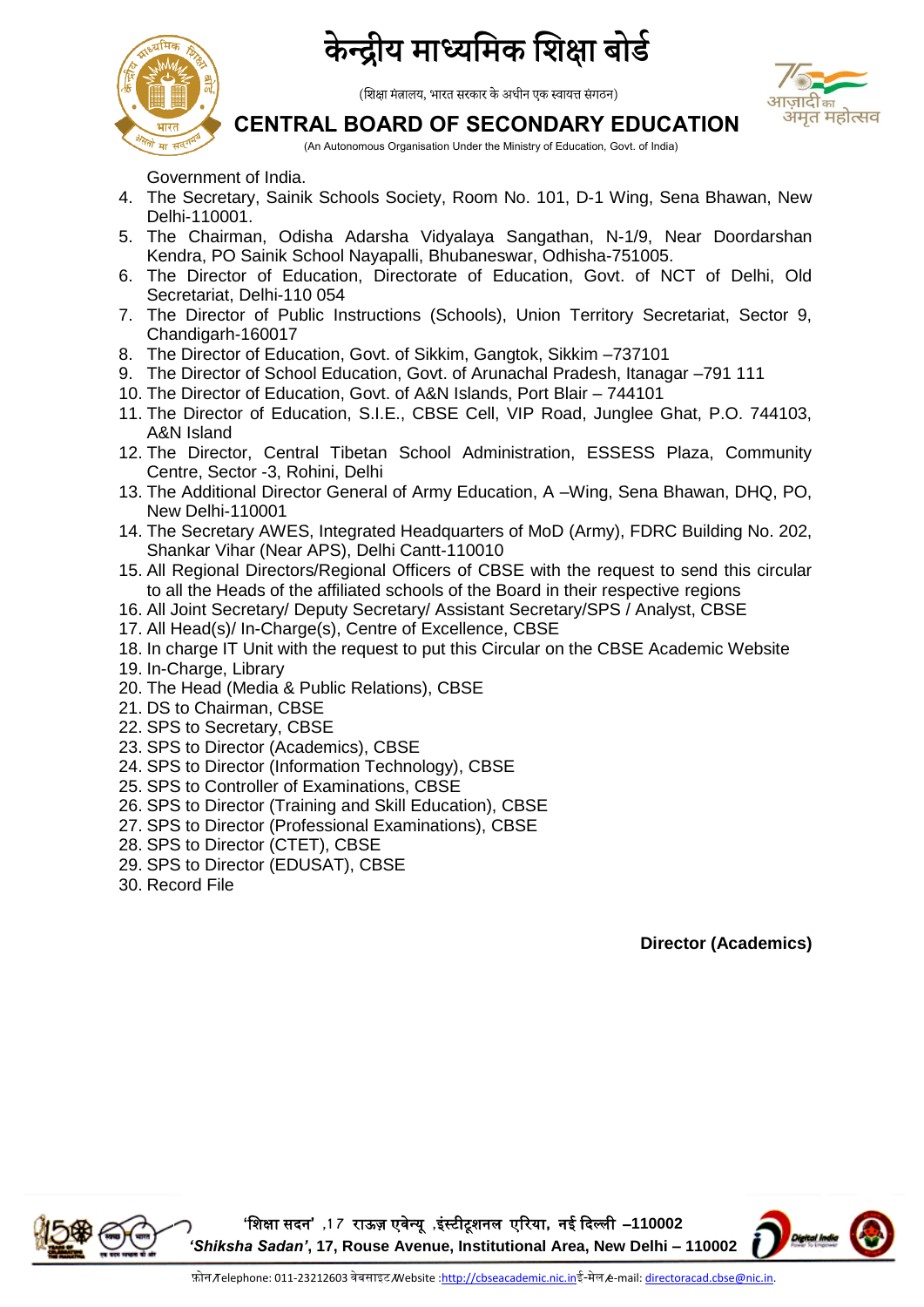Government of India.

4. The Secretary, Sainik Schools Society, Room No. 101, D-1 Wing, Sena Bhawan, New Delhi-110001.
5. The Chairman, Odisha Adarsha Vidyalaya Sangathan, N-1/9, Near Doordarshan Kendra, PO Sainik School Nayapalli, Bhubaneswar, Odhisha-751005.
6. The Director of Education, Directorate of Education, Govt. of NCT of Delhi, Old Secretariat, Delhi-110 054
7. The Director of Public Instructions (Schools), Union Territory Secretariat, Sector 9, Chandigarh-160017
8. The Director of Education, Govt. of Sikkim, Gangtok, Sikkim –737101
9. The Director of School Education, Govt. of Arunachal Pradesh, Itanagar –791 111
10. The Director of Education, Govt. of A&N Islands, Port Blair – 744101
11. The Director of Education, S.I.E., CBSE Cell, VIP Road, Junglee Ghat, P.O. 744103, A&N Island
12. The Director, Central Tibetan School Administration, ESSESS Plaza, Community Centre, Sector -3, Rohini, Delhi
13. The Additional Director General of Army Education, A –Wing, Sena Bhawan, DHQ, PO, New Delhi-110001
14. The Secretary AWES, Integrated Headquarters of MoD (Army), FDRC Building No. 202, Shankar Vihar (Near APS), Delhi Cantt-110010
15. All Regional Directors/Regional Officers of CBSE with the request to send this circular to all the Heads of the affiliated schools of the Board in their respective regions
16. All Joint Secretary/ Deputy Secretary/ Assistant Secretary/SPS / Analyst, CBSE
17. All Head(s)/ In-Charge(s), Centre of Excellence, CBSE
18. In charge IT Unit with the request to put this Circular on the CBSE Academic Website
19. In-Charge, Library
20. The Head (Media & Public Relations), CBSE
21. DS to Chairman, CBSE
22. SPS to Secretary, CBSE
23. SPS to Director (Academics), CBSE
24. SPS to Director (Information Technology), CBSE
25. SPS to Controller of Examinations, CBSE
26. SPS to Director (Training and Skill Education), CBSE
27. SPS to Director (Professional Examinations), CBSE
28. SPS to Director (CTET), CBSE
29. SPS to Director (EDUSAT), CBSE
30. Record File

**Director (Academics)**